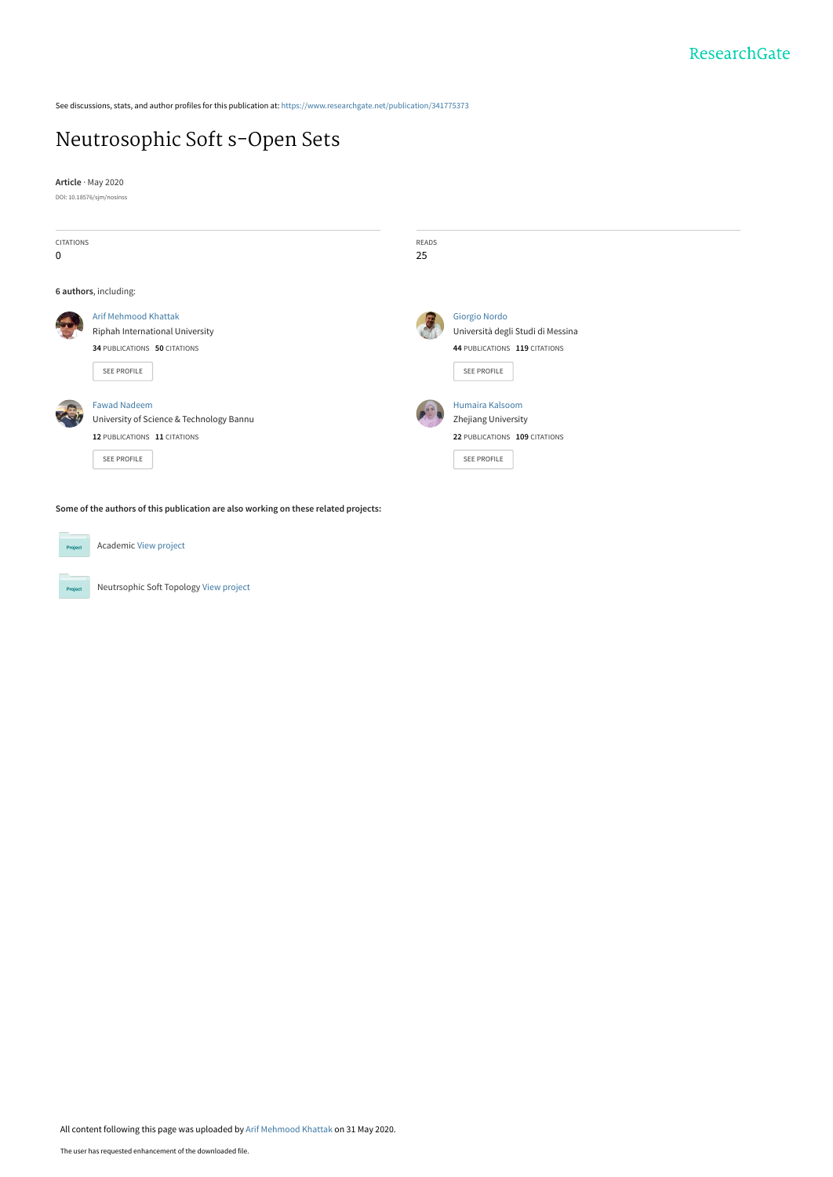See discussions, stats, and author profiles for this publication at: https://www.researchgate.net/publication/341775373

# Neutrosophic Soft s-Open Sets

**Article** · May 2020

DOI: 10.18576/sjm/nosinss

| CITATIONS | READS |
| --- | --- |
| 0 | 25 |

**6 authors**, including:

**Arif Mehmood Khattak**
Riphah International University
**34** PUBLICATIONS **50** CITATIONS
SEE PROFILE

**Giorgio Nordo**
Università degli Studi di Messina
**44** PUBLICATIONS **119** CITATIONS
SEE PROFILE

**Fawad Nadeem**
University of Science & Technology Bannu
**12** PUBLICATIONS **11** CITATIONS
SEE PROFILE

**Humaira Kalsoom**
Zhejiang University
**22** PUBLICATIONS **109** CITATIONS
SEE PROFILE

**Some of the authors of this publication are also working on these related projects:**

Academic View project

Neutrsophic Soft Topology View project

All content following this page was uploaded by Arif Mehmood Khattak on 31 May 2020.

The user has requested enhancement of the downloaded file.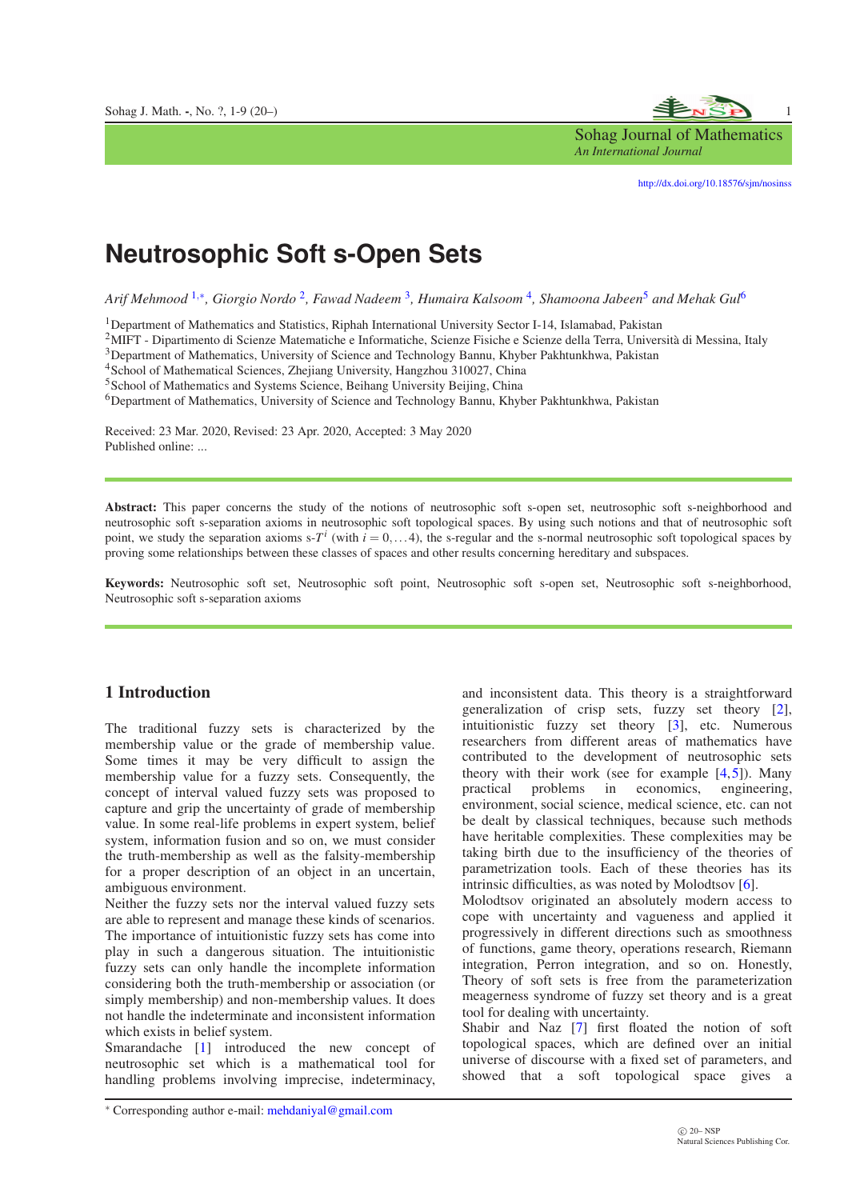# Neutrosophic Soft s-Open Sets

*Arif Mehmood [1,*], Giorgio Nordo [2], Fawad Nadeem [3], Humaira Kalsoom [4], Shamoona Jabeen[5] and Mehak Gul[6]*

[1]Department of Mathematics and Statistics, Riphah International University Sector I-14, Islamabad, Pakistan
[2]MIFT - Dipartimento di Scienze Matematiche e Informatiche, Scienze Fisiche e Scienze della Terra, Università di Messina, Italy
[3]Department of Mathematics, University of Science and Technology Bannu, Khyber Pakhtunkhwa, Pakistan
[4]School of Mathematical Sciences, Zhejiang University, Hangzhou 310027, China
[5]School of Mathematics and Systems Science, Beihang University Beijing, China
[6]Department of Mathematics, University of Science and Technology Bannu, Khyber Pakhtunkhwa, Pakistan

Received: 23 Mar. 2020, Revised: 23 Apr. 2020, Accepted: 3 May 2020
Published online: ...

**Abstract:** This paper concerns the study of the notions of neutrosophic soft s-open set, neutrosophic soft s-neighborhood and neutrosophic soft s-separation axioms in neutrosophic soft topological spaces. By using such notions and that of neutrosophic soft point, we study the separation axioms s-$T^i$ (with $i = 0, \dots 4$), the s-regular and the s-normal neutrosophic soft topological spaces by proving some relationships between these classes of spaces and other results concerning hereditary and subspaces.

**Keywords:** Neutrosophic soft set, Neutrosophic soft point, Neutrosophic soft s-open set, Neutrosophic soft s-neighborhood, Neutrosophic soft s-separation axioms

## 1 Introduction

The traditional fuzzy sets is characterized by the membership value or the grade of membership value. Some times it may be very difficult to assign the membership value for a fuzzy sets. Consequently, the concept of interval valued fuzzy sets was proposed to capture and grip the uncertainty of grade of membership value. In some real-life problems in expert system, belief system, information fusion and so on, we must consider the truth-membership as well as the falsity-membership for a proper description of an object in an uncertain, ambiguous environment.

Neither the fuzzy sets nor the interval valued fuzzy sets are able to represent and manage these kinds of scenarios. The importance of intuitionistic fuzzy sets has come into play in such a dangerous situation. The intuitionistic fuzzy sets can only handle the incomplete information considering both the truth-membership or association (or simply membership) and non-membership values. It does not handle the indeterminate and inconsistent information which exists in belief system.

Smarandache [1] introduced the new concept of neutrosophic set which is a mathematical tool for handling problems involving imprecise, indeterminacy, and inconsistent data. This theory is a straightforward generalization of crisp sets, fuzzy set theory [2], intuitionistic fuzzy set theory [3], etc. Numerous researchers from different areas of mathematics have contributed to the development of neutrosophic sets theory with their work (see for example [4,5]). Many practical problems in economics, engineering, environment, social science, medical science, etc. can not be dealt by classical techniques, because such methods have heritable complexities. These complexities may be taking birth due to the insufficiency of the theories of parametrization tools. Each of these theories has its intrinsic difficulties, as was noted by Molodtsov [6].

Molodtsov originated an absolutely modern access to cope with uncertainty and vagueness and applied it progressively in different directions such as smoothness of functions, game theory, operations research, Riemann integration, Perron integration, and so on. Honestly, Theory of soft sets is free from the parameterization meagerness syndrome of fuzzy set theory and is a great tool for dealing with uncertainty.

Shabir and Naz [7] first floated the notion of soft topological spaces, which are defined over an initial universe of discourse with a fixed set of parameters, and showed that a soft topological space gives a

* Corresponding author e-mail: mehdaniyal@gmail.com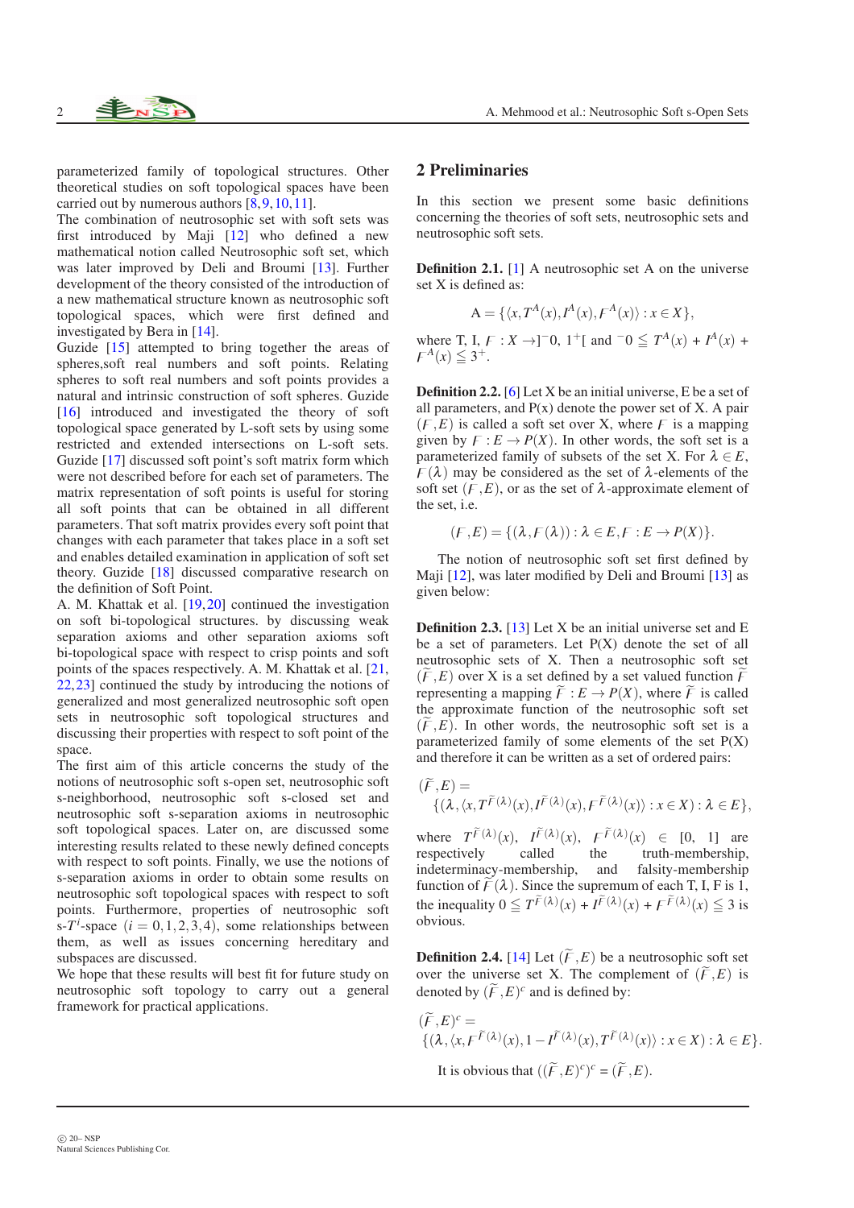parameterized family of topological structures. Other theoretical studies on soft topological spaces have been carried out by numerous authors [8,9,10,11].
The combination of neutrosophic set with soft sets was first introduced by Maji [12] who defined a new mathematical notion called Neutrosophic soft set, which was later improved by Deli and Broumi [13]. Further development of the theory consisted of the introduction of a new mathematical structure known as neutrosophic soft topological spaces, which were first defined and investigated by Bera in [14].
Guzide [15] attempted to bring together the areas of spheres,soft real numbers and soft points. Relating spheres to soft real numbers and soft points provides a natural and intrinsic construction of soft spheres. Guzide [16] introduced and investigated the theory of soft topological space generated by L-soft sets by using some restricted and extended intersections on L-soft sets. Guzide [17] discussed soft point's soft matrix form which were not described before for each set of parameters. The matrix representation of soft points is useful for storing all soft points that can be obtained in all different parameters. That soft matrix provides every soft point that changes with each parameter that takes place in a soft set and enables detailed examination in application of soft set theory. Guzide [18] discussed comparative research on the definition of Soft Point.
A. M. Khattak et al. [19,20] continued the investigation on soft bi-topological structures. by discussing weak separation axioms and other separation axioms soft bi-topological space with respect to crisp points and soft points of the spaces respectively. A. M. Khattak et al. [21,22,23] continued the study by introducing the notions of generalized and most generalized neutrosophic soft open sets in neutrosophic soft topological structures and discussing their properties with respect to soft point of the space.
The first aim of this article concerns the study of the notions of neutrosophic soft s-open set, neutrosophic soft s-neighborhood, neutrosophic soft s-closed set and neutrosophic soft s-separation axioms in neutrosophic soft topological spaces. Later on, are discussed some interesting results related to these newly defined concepts with respect to soft points. Finally, we use the notions of s-separation axioms in order to obtain some results on neutrosophic soft topological spaces with respect to soft points. Furthermore, properties of neutrosophic soft s-$T^i$-space $(i = 0,1,2,3,4)$, some relationships between them, as well as issues concerning hereditary and subspaces are discussed.
We hope that these results will best fit for future study on neutrosophic soft topology to carry out a general framework for practical applications.

## 2 Preliminaries

In this section we present some basic definitions concerning the theories of soft sets, neutrosophic sets and neutrosophic soft sets.

**Definition 2.1.** [1] A neutrosophic set A on the universe set X is defined as:

$$A = \{\langle x, T^A(x), I^A(x), F^A(x)\rangle : x \in X\},$$

where T, I, $F : X \to ]^-0,\ 1^+[$ and $^-0 \leqq T^A(x) + I^A(x) + F^A(x) \leqq 3^+$.

**Definition 2.2.** [6] Let X be an initial universe, E be a set of all parameters, and P(X) denote the power set of X. A pair $(F,E)$ is called a soft set over X, where $F$ is a mapping given by $F : E \to P(X)$. In other words, the soft set is a parameterized family of subsets of the set X. For $\lambda \in E$, $F(\lambda)$ may be considered as the set of $\lambda$-elements of the soft set $(F,E)$, or as the set of $\lambda$-approximate element of the set, i.e.

$$(F,E) = \{(\lambda, F(\lambda)) : \lambda \in E, F : E \to P(X)\}.$$

The notion of neutrosophic soft set first defined by Maji [12], was later modified by Deli and Broumi [13] as given below:

**Definition 2.3.** [13] Let X be an initial universe set and E be a set of parameters. Let P(X) denote the set of all neutrosophic soft sets of X. Then a neutrosophic soft set $(\widetilde{F},E)$ over X is a set defined by a set valued function $\widetilde{F}$ representing a mapping $\widetilde{F} : E \to P(X)$, where $\widetilde{F}$ is called the approximate function of the neutrosophic soft set $(\widetilde{F},E)$. In other words, the neutrosophic soft set is a parameterized family of some elements of the set P(X) and therefore it can be written as a set of ordered pairs:

$$(\widetilde{F},E) = \{(\lambda, \langle x, T^{\widetilde{F}(\lambda)}(x), I^{\widetilde{F}(\lambda)}(x), F^{\widetilde{F}(\lambda)}(x)\rangle : x \in X) : \lambda \in E\},$$

where $T^{\widetilde{F}(\lambda)}(x)$, $I^{\widetilde{F}(\lambda)}(x)$, $F^{\widetilde{F}(\lambda)}(x) \in [0,\ 1]$ are respectively called the truth-membership, indeterminacy-membership, and falsity-membership function of $\widetilde{F}(\lambda)$. Since the supremum of each T, I, F is 1, the inequality $0 \leqq T^{\widetilde{F}(\lambda)}(x) + I^{\widetilde{F}(\lambda)}(x) + F^{\widetilde{F}(\lambda)}(x) \leqq 3$ is obvious.

**Definition 2.4.** [14] Let $(\widetilde{F},E)$ be a neutrosophic soft set over the universe set X. The complement of $(\widetilde{F},E)$ is denoted by $(\widetilde{F},E)^c$ and is defined by:

$$(\widetilde{F},E)^c = \{(\lambda, \langle x, F^{\widetilde{F}(\lambda)}(x), 1 - I^{\widetilde{F}(\lambda)}(x), T^{\widetilde{F}(\lambda)}(x)\rangle : x \in X) : \lambda \in E\}.$$

It is obvious that $((\widetilde{F},E)^c)^c = (\widetilde{F},E)$.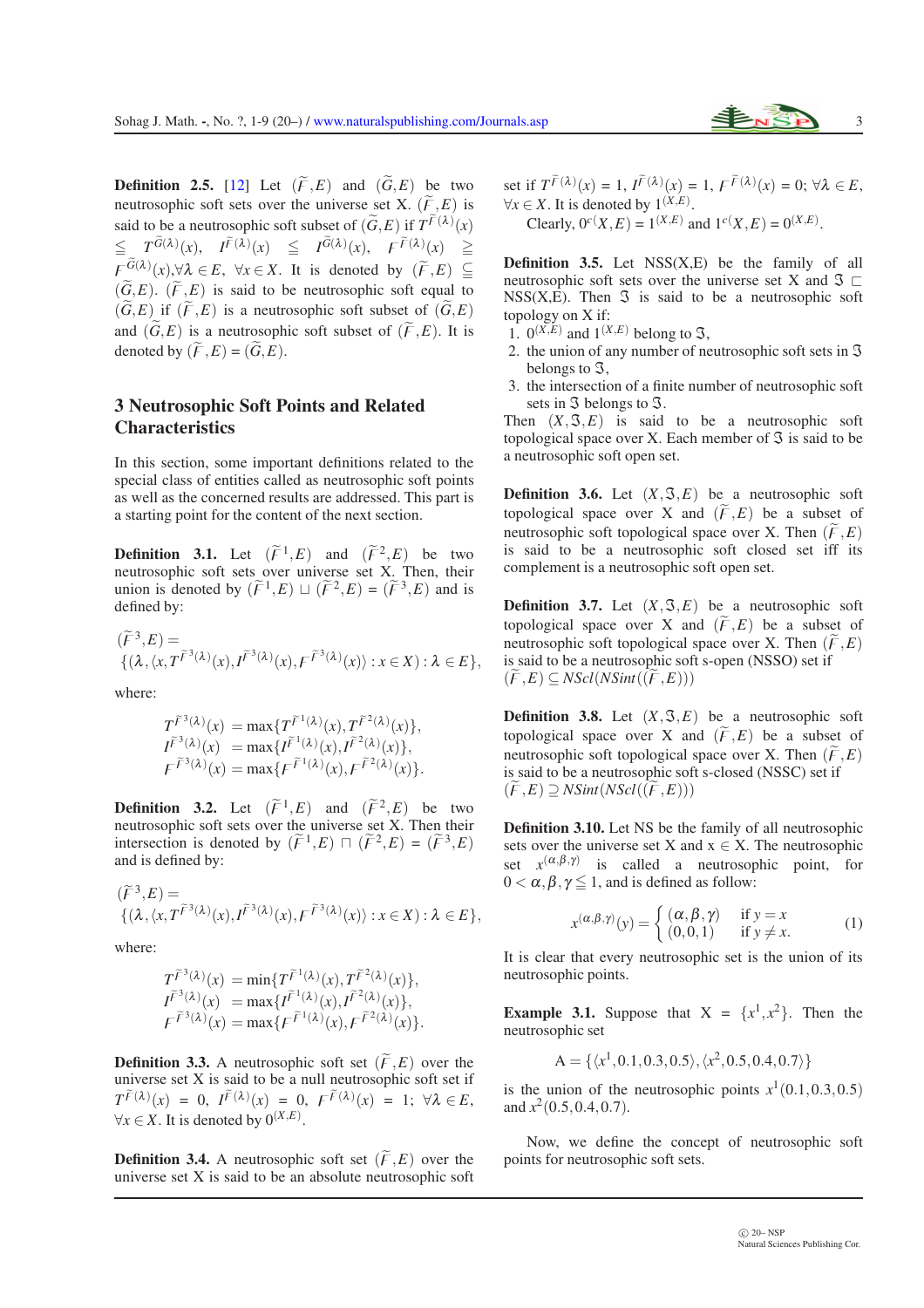**Definition 2.5.** [12] Let $(\widetilde{F},E)$ and $(\widetilde{G},E)$ be two neutrosophic soft sets over the universe set X. $(\widetilde{F},E)$ is said to be a neutrosophic soft subset of $(\widetilde{G},E)$ if $T^{\widetilde{F}(\lambda)}(x) \leqq T^{\widetilde{G}(\lambda)}(x)$, $I^{\widetilde{F}(\lambda)}(x) \leqq I^{\widetilde{G}(\lambda)}(x)$, $F^{\widetilde{F}(\lambda)}(x) \geqq F^{\widetilde{G}(\lambda)}(x)$,$\forall \lambda \in E$, $\forall x \in X$. It is denoted by $(\widetilde{F},E) \subseteq (\widetilde{G},E)$. $(\widetilde{F},E)$ is said to be neutrosophic soft equal to $(\widetilde{G},E)$ if $(\widetilde{F},E)$ is a neutrosophic soft subset of $(\widetilde{G},E)$ and $(\widetilde{G},E)$ is a neutrosophic soft subset of $(\widetilde{F},E)$. It is denoted by $(\widetilde{F},E) = (\widetilde{G},E)$.

## 3 Neutrosophic Soft Points and Related Characteristics

In this section, some important definitions related to the special class of entities called as neutrosophic soft points as well as the concerned results are addressed. This part is a starting point for the content of the next section.

**Definition 3.1.** Let $(\widetilde{F}^1,E)$ and $(\widetilde{F}^2,E)$ be two neutrosophic soft sets over universe set X. Then, their union is denoted by $(\widetilde{F}^1,E) \sqcup (\widetilde{F}^2,E) = (\widetilde{F}^3,E)$ and is defined by:

$$(\widetilde{F}^3,E) = \{(\lambda, \langle x, T^{\widetilde{F}^3(\lambda)}(x), I^{\widetilde{F}^3(\lambda)}(x), F^{\widetilde{F}^3(\lambda)}(x)\rangle : x \in X) : \lambda \in E\},$$

where:

$$\begin{aligned}
T^{\widetilde{F}^3(\lambda)}(x) &= \max\{T^{\widetilde{F}^1(\lambda)}(x), T^{\widetilde{F}^2(\lambda)}(x)\},\\
I^{\widetilde{F}^3(\lambda)}(x) &= \max\{I^{\widetilde{F}^1(\lambda)}(x), I^{\widetilde{F}^2(\lambda)}(x)\},\\
F^{\widetilde{F}^3(\lambda)}(x) &= \max\{F^{\widetilde{F}^1(\lambda)}(x), F^{\widetilde{F}^2(\lambda)}(x)\}.
\end{aligned}$$

**Definition 3.2.** Let $(\widetilde{F}^1,E)$ and $(\widetilde{F}^2,E)$ be two neutrosophic soft sets over the universe set X. Then their intersection is denoted by $(\widetilde{F}^1,E) \sqcap (\widetilde{F}^2,E) = (\widetilde{F}^3,E)$ and is defined by:

$$(\widetilde{F}^3,E) = \{(\lambda, \langle x, T^{\widetilde{F}^3(\lambda)}(x), I^{\widetilde{F}^3(\lambda)}(x), F^{\widetilde{F}^3(\lambda)}(x)\rangle : x \in X) : \lambda \in E\},$$

where:

$$\begin{aligned}
T^{\widetilde{F}^3(\lambda)}(x) &= \min\{T^{\widetilde{F}^1(\lambda)}(x), T^{\widetilde{F}^2(\lambda)}(x)\},\\
I^{\widetilde{F}^3(\lambda)}(x) &= \max\{I^{\widetilde{F}^1(\lambda)}(x), I^{\widetilde{F}^2(\lambda)}(x)\},\\
F^{\widetilde{F}^3(\lambda)}(x) &= \max\{F^{\widetilde{F}^1(\lambda)}(x), F^{\widetilde{F}^2(\lambda)}(x)\}.
\end{aligned}$$

**Definition 3.3.** A neutrosophic soft set $(\widetilde{F},E)$ over the universe set X is said to be a null neutrosophic soft set if $T^{\widetilde{F}(\lambda)}(x) = 0$, $I^{\widetilde{F}(\lambda)}(x) = 0$, $F^{\widetilde{F}(\lambda)}(x) = 1$; $\forall \lambda \in E$, $\forall x \in X$. It is denoted by $0^{(X,E)}$.

**Definition 3.4.** A neutrosophic soft set $(\widetilde{F},E)$ over the universe set X is said to be an absolute neutrosophic soft set if $T^{\widetilde{F}(\lambda)}(x) = 1$, $I^{\widetilde{F}(\lambda)}(x) = 1$, $F^{\widetilde{F}(\lambda)}(x) = 0$; $\forall \lambda \in E$, $\forall x \in X$. It is denoted by $1^{(X,E)}$.

Clearly, $0^c(X,E) = 1^{(X,E)}$ and $1^c(X,E) = 0^{(X,E)}$.

**Definition 3.5.** Let NSS(X,E) be the family of all neutrosophic soft sets over the universe set X and $\Im \sqsubset$ NSS(X,E). Then $\Im$ is said to be a neutrosophic soft topology on X if:

1. $0^{(X,E)}$ and $1^{(X,E)}$ belong to $\Im$,
2. the union of any number of neutrosophic soft sets in $\Im$ belongs to $\Im$,
3. the intersection of a finite number of neutrosophic soft sets in $\Im$ belongs to $\Im$.

Then $(X,\Im,E)$ is said to be a neutrosophic soft topological space over X. Each member of $\Im$ is said to be a neutrosophic soft open set.

**Definition 3.6.** Let $(X,\Im,E)$ be a neutrosophic soft topological space over X and $(\widetilde{F},E)$ be a subset of neutrosophic soft topological space over X. Then $(\widetilde{F},E)$ is said to be a neutrosophic soft closed set iff its complement is a neutrosophic soft open set.

**Definition 3.7.** Let $(X,\Im,E)$ be a neutrosophic soft topological space over X and $(\widetilde{F},E)$ be a subset of neutrosophic soft topological space over X. Then $(\widetilde{F},E)$ is said to be a neutrosophic soft s-open (NSSO) set if $(\widetilde{F},E) \subseteq NScl(NSint((\widetilde{F},E)))$

**Definition 3.8.** Let $(X,\Im,E)$ be a neutrosophic soft topological space over X and $(\widetilde{F},E)$ be a subset of neutrosophic soft topological space over X. Then $(\widetilde{F},E)$ is said to be a neutrosophic soft s-closed (NSSC) set if $(\widetilde{F},E) \supseteq NSint(NScl((\widetilde{F},E)))$

**Definition 3.10.** Let NS be the family of all neutrosophic sets over the universe set X and x $\in$ X. The neutrosophic set $x^{(\alpha,\beta,\gamma)}$ is called a neutrosophic point, for $0 < \alpha,\beta,\gamma \leqq 1$, and is defined as follow:

$$x^{(\alpha,\beta,\gamma)}(y) = \begin{cases} (\alpha,\beta,\gamma) & \text{if } y = x \\ (0,0,1) & \text{if } y \neq x. \end{cases} \tag{1}$$

It is clear that every neutrosophic set is the union of its neutrosophic points.

**Example 3.1.** Suppose that $X = \{x^1, x^2\}$. Then the neutrosophic set

$$A = \{\langle x^1, 0.1, 0.3, 0.5\rangle, \langle x^2, 0.5, 0.4, 0.7\rangle\}$$

is the union of the neutrosophic points $x^1(0.1,0.3,0.5)$ and $x^2(0.5,0.4,0.7)$.

Now, we define the concept of neutrosophic soft points for neutrosophic soft sets.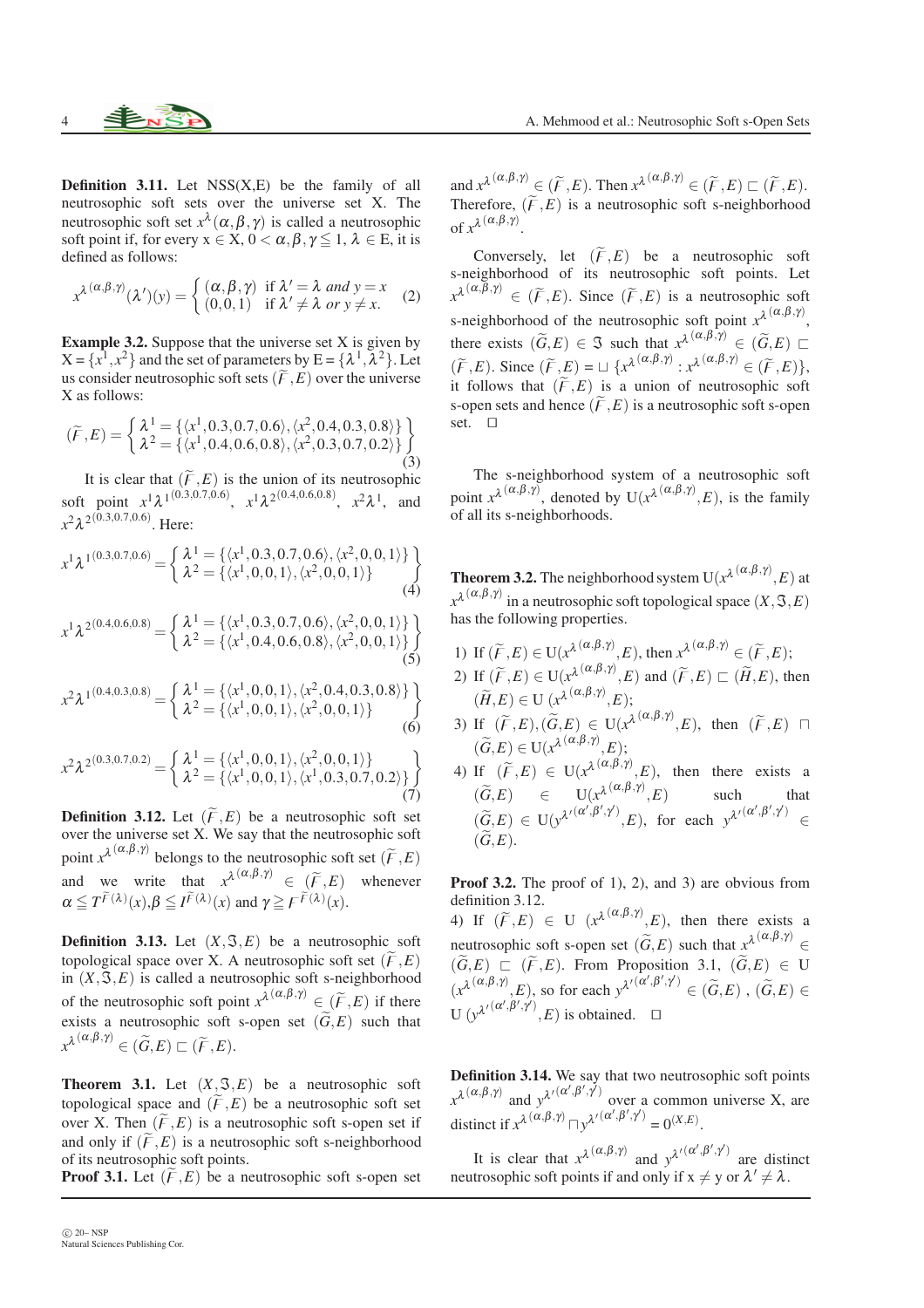**Definition 3.11.** Let NSS(X,E) be the family of all neutrosophic soft sets over the universe set X. The neutrosophic soft set $x^{\lambda}(\alpha,\beta,\gamma)$ is called a neutrosophic soft point if, for every $x \in X$, $0 < \alpha,\beta,\gamma \leqq 1$, $\lambda \in E$, it is defined as follows:

$$x^{\lambda(\alpha,\beta,\gamma)}(\lambda')(y) = \begin{cases} (\alpha,\beta,\gamma) & \text{if } \lambda' = \lambda \text{ and } y = x \\ (0,0,1) & \text{if } \lambda' \neq \lambda \text{ or } y \neq x. \end{cases} \tag{2}$$

**Example 3.2.** Suppose that the universe set X is given by $X = \{x^1, x^2\}$ and the set of parameters by $E = \{\lambda^1, \lambda^2\}$. Let us consider neutrosophic soft sets $(\widetilde{F},E)$ over the universe X as follows:

$$(\widetilde{F},E) = \left\{ \begin{array}{l} \lambda^1 = \{\langle x^1, 0.3, 0.7, 0.6\rangle, \langle x^2, 0.4, 0.3, 0.8\rangle\} \\ \lambda^2 = \{\langle x^1, 0.4, 0.6, 0.8\rangle, \langle x^2, 0.3, 0.7, 0.2\rangle\} \end{array} \right\} \tag{3}$$

It is clear that $(\widetilde{F},E)$ is the union of its neutrosophic soft point $x^1\lambda^{1(0.3,0.7,0.6)}$, $x^1\lambda^{2(0.4,0.6,0.8)}$, $x^2\lambda^1$, and $x^2\lambda^{2(0.3,0.7,0.6)}$. Here:

$$x^1\lambda^{1(0.3,0.7,0.6)} = \left\{ \begin{array}{l} \lambda^1 = \{\langle x^1, 0.3, 0.7, 0.6\rangle, \langle x^2, 0, 0, 1\rangle\} \\ \lambda^2 = \{\langle x^1, 0, 0, 1\rangle, \langle x^2, 0, 0, 1\rangle\} \end{array} \right\} \tag{4}$$

$$x^1\lambda^{2(0.4,0.6,0.8)} = \left\{ \begin{array}{l} \lambda^1 = \{\langle x^1, 0.3, 0.7, 0.6\rangle, \langle x^2, 0, 0, 1\rangle\} \\ \lambda^2 = \{\langle x^1, 0.4, 0.6, 0.8\rangle, \langle x^2, 0, 0, 1\rangle\} \end{array} \right\} \tag{5}$$

$$x^2\lambda^{1(0.4,0.3,0.8)} = \left\{ \begin{array}{l} \lambda^1 = \{\langle x^1, 0, 0, 1\rangle, \langle x^2, 0.4, 0.3, 0.8\rangle\} \\ \lambda^2 = \{\langle x^1, 0, 0, 1\rangle, \langle x^2, 0, 0, 1\rangle\} \end{array} \right\} \tag{6}$$

$$x^2\lambda^{2(0.3,0.7,0.2)} = \left\{ \begin{array}{l} \lambda^1 = \{\langle x^1, 0, 0, 1\rangle, \langle x^2, 0, 0, 1\rangle\} \\ \lambda^2 = \{\langle x^1, 0, 0, 1\rangle, \langle x^1, 0.3, 0.7, 0.2\rangle\} \end{array} \right\} \tag{7}$$

**Definition 3.12.** Let $(\widetilde{F},E)$ be a neutrosophic soft set over the universe set X. We say that the neutrosophic soft point $x^{\lambda(\alpha,\beta,\gamma)}$ belongs to the neutrosophic soft set $(\widetilde{F},E)$ and we write that $x^{\lambda(\alpha,\beta,\gamma)} \in (\widetilde{F},E)$ whenever $\alpha \leqq T^{\widetilde{F}(\lambda)}(x), \beta \leqq I^{\widetilde{F}(\lambda)}(x)$ and $\gamma \geqq F^{\widetilde{F}(\lambda)}(x)$.

**Definition 3.13.** Let $(X,\Im,E)$ be a neutrosophic soft topological space over X. A neutrosophic soft set $(\widetilde{F},E)$ in $(X,\Im,E)$ is called a neutrosophic soft s-neighborhood of the neutrosophic soft point $x^{\lambda(\alpha,\beta,\gamma)} \in (\widetilde{F},E)$ if there exists a neutrosophic soft s-open set $(\widetilde{G},E)$ such that $x^{\lambda(\alpha,\beta,\gamma)} \in (\widetilde{G},E) \sqsubset (\widetilde{F},E)$.

**Theorem 3.1.** Let $(X,\Im,E)$ be a neutrosophic soft topological space and $(\widetilde{F},E)$ be a neutrosophic soft set over X. Then $(\widetilde{F},E)$ is a neutrosophic soft s-open set if and only if $(\widetilde{F},E)$ is a neutrosophic soft s-neighborhood of its neutrosophic soft points.

**Proof 3.1.** Let $(\widetilde{F},E)$ be a neutrosophic soft s-open set and $x^{\lambda(\alpha,\beta,\gamma)} \in (\widetilde{F},E)$. Then $x^{\lambda(\alpha,\beta,\gamma)} \in (\widetilde{F},E) \sqsubset (\widetilde{F},E)$. Therefore, $(\widetilde{F},E)$ is a neutrosophic soft s-neighborhood of $x^{\lambda(\alpha,\beta,\gamma)}$.

Conversely, let $(\widetilde{F},E)$ be a neutrosophic soft s-neighborhood of its neutrosophic soft points. Let $x^{\lambda(\alpha,\beta,\gamma)} \in (\widetilde{F},E)$. Since $(\widetilde{F},E)$ is a neutrosophic soft s-neighborhood of the neutrosophic soft point $x^{\lambda(\alpha,\beta,\gamma)}$, there exists $(\widetilde{G},E) \in \Im$ such that $x^{\lambda(\alpha,\beta,\gamma)} \in (\widetilde{G},E) \sqsubset (\widetilde{F},E)$. Since $(\widetilde{F},E) = \sqcup \{x^{\lambda(\alpha,\beta,\gamma)} : x^{\lambda(\alpha,\beta,\gamma)} \in (\widetilde{F},E)\}$, it follows that $(\widetilde{F},E)$ is a union of neutrosophic soft s-open sets and hence $(\widetilde{F},E)$ is a neutrosophic soft s-open set. □

The s-neighborhood system of a neutrosophic soft point $x^{\lambda(\alpha,\beta,\gamma)}$, denoted by $U(x^{\lambda(\alpha,\beta,\gamma)},E)$, is the family of all its s-neighborhoods.

**Theorem 3.2.** The neighborhood system $U(x^{\lambda(\alpha,\beta,\gamma)},E)$ at $x^{\lambda(\alpha,\beta,\gamma)}$ in a neutrosophic soft topological space $(X,\Im,E)$ has the following properties.

1) If $(\widetilde{F},E) \in U(x^{\lambda(\alpha,\beta,\gamma)},E)$, then $x^{\lambda(\alpha,\beta,\gamma)} \in (\widetilde{F},E)$;
2) If $(\widetilde{F},E) \in U(x^{\lambda(\alpha,\beta,\gamma)},E)$ and $(\widetilde{F},E) \sqsubset (\widetilde{H},E)$, then $(\widetilde{H},E) \in U(x^{\lambda(\alpha,\beta,\gamma)},E)$;
3) If $(\widetilde{F},E),(\widetilde{G},E) \in U(x^{\lambda(\alpha,\beta,\gamma)},E)$, then $(\widetilde{F},E) \sqcap (\widetilde{G},E) \in U(x^{\lambda(\alpha,\beta,\gamma)},E)$;
4) If $(\widetilde{F},E) \in U(x^{\lambda(\alpha,\beta,\gamma)},E)$, then there exists a $(\widetilde{G},E) \in U(x^{\lambda(\alpha,\beta,\gamma)},E)$ such that $(\widetilde{G},E) \in U(y^{\lambda'(\alpha',\beta',\gamma')},E)$, for each $y^{\lambda'(\alpha',\beta',\gamma')} \in (\widetilde{G},E)$.

**Proof 3.2.** The proof of 1), 2), and 3) are obvious from definition 3.12.
4) If $(\widetilde{F},E) \in U(x^{\lambda(\alpha,\beta,\gamma)},E)$, then there exists a neutrosophic soft s-open set $(\widetilde{G},E)$ such that $x^{\lambda(\alpha,\beta,\gamma)} \in (\widetilde{G},E) \sqsubset (\widetilde{F},E)$. From Proposition 3.1, $(\widetilde{G},E) \in U(x^{\lambda(\alpha,\beta,\gamma)},E)$, so for each $y^{\lambda'(\alpha',\beta',\gamma')} \in (\widetilde{G},E)$, $(\widetilde{G},E) \in U(y^{\lambda'(\alpha',\beta',\gamma')},E)$ is obtained. □

**Definition 3.14.** We say that two neutrosophic soft points $x^{\lambda(\alpha,\beta,\gamma)}$ and $y^{\lambda'(\alpha',\beta',\gamma')}$ over a common universe X, are distinct if $x^{\lambda(\alpha,\beta,\gamma)} \sqcap y^{\lambda'(\alpha',\beta',\gamma')} = 0^{(X,E)}$.

It is clear that $x^{\lambda(\alpha,\beta,\gamma)}$ and $y^{\lambda'(\alpha',\beta',\gamma')}$ are distinct neutrosophic soft points if and only if $x \neq y$ or $\lambda' \neq \lambda$.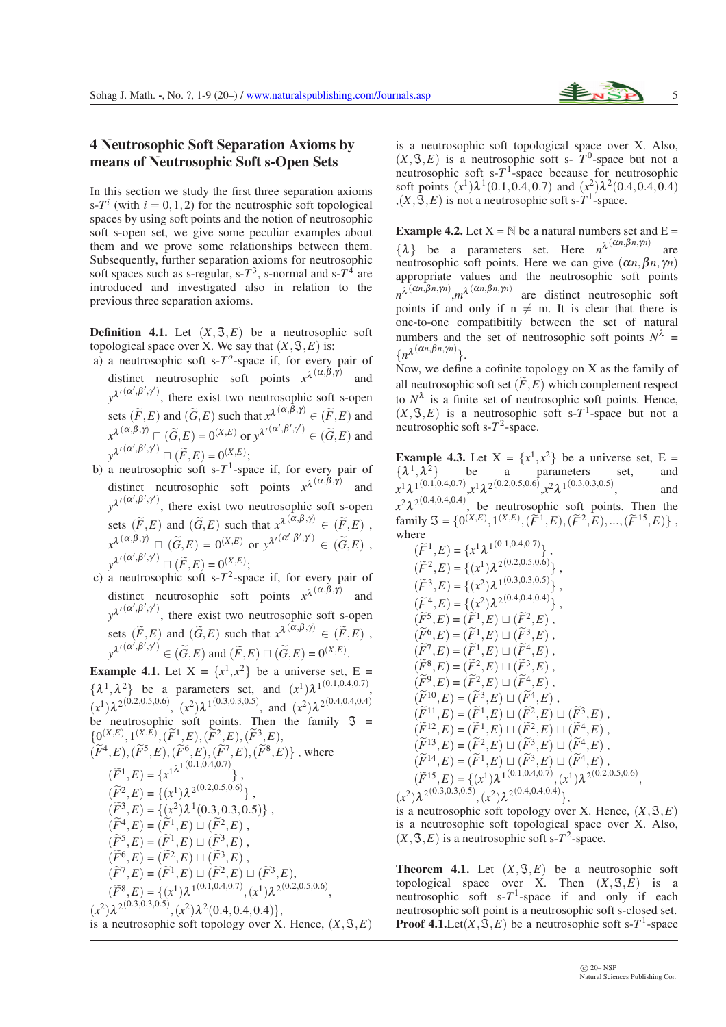## 4 Neutrosophic Soft Separation Axioms by means of Neutrosophic Soft s-Open Sets

In this section we study the first three separation axioms s-$T^i$ (with $i = 0,1,2$) for the neutrosphic soft topological spaces by using soft points and the notion of neutrosophic soft s-open set, we give some peculiar examples about them and we prove some relationships between them. Subsequently, further separation axioms for neutrosophic soft spaces such as s-regular, s-$T^3$, s-normal and s-$T^4$ are introduced and investigated also in relation to the previous three separation axioms.

**Definition 4.1.** Let $(X,\Im,E)$ be a neutrosophic soft topological space over X. We say that $(X,\Im,E)$ is:

a) a neutrosophic soft s-$T^o$-space if, for every pair of distinct neutrosophic soft points $x^{\lambda^{(\alpha,\beta,\gamma)}}$ and $y^{\lambda'^{(\alpha',\beta',\gamma')}}$, there exist two neutrosophic soft s-open sets $(\widetilde{F},E)$ and $(\widetilde{G},E)$ such that $x^{\lambda^{(\alpha,\beta,\gamma)}} \in (\widetilde{F},E)$ and $x^{\lambda^{(\alpha,\beta,\gamma)}} \sqcap (\widetilde{G},E) = 0^{(X,E)}$ or $y^{\lambda'^{(\alpha',\beta',\gamma')}} \in (\widetilde{G},E)$ and $y^{\lambda'^{(\alpha',\beta',\gamma')}} \sqcap (\widetilde{F},E) = 0^{(X,E)}$;

b) a neutrosophic soft s-$T^1$-space if, for every pair of distinct neutrosophic soft points $x^{\lambda^{(\alpha,\beta,\gamma)}}$ and $y^{\lambda'^{(\alpha',\beta',\gamma')}}$, there exist two neutrosophic soft s-open sets $(\widetilde{F},E)$ and $(\widetilde{G},E)$ such that $x^{\lambda^{(\alpha,\beta,\gamma)}} \in (\widetilde{F},E)$, $x^{\lambda^{(\alpha,\beta,\gamma)}} \sqcap (\widetilde{G},E) = 0^{(X,E)}$ or $y^{\lambda'^{(\alpha',\beta',\gamma')}} \in (\widetilde{G},E)$, $y^{\lambda'^{(\alpha',\beta',\gamma')}} \sqcap (\widetilde{F},E) = 0^{(X,E)}$;

c) a neutrosophic soft s-$T^2$-space if, for every pair of distinct neutrosophic soft points $x^{\lambda^{(\alpha,\beta,\gamma)}}$ and $y^{\lambda'^{(\alpha',\beta',\gamma')}}$, there exist two neutrosophic soft s-open sets $(\widetilde{F},E)$ and $(\widetilde{G},E)$ such that $x^{\lambda^{(\alpha,\beta,\gamma)}} \in (\widetilde{F},E)$, $y^{\lambda'^{(\alpha',\beta',\gamma')}} \in (\widetilde{G},E)$ and $(\widetilde{F},E) \sqcap (\widetilde{G},E) = 0^{(X,E)}$.

**Example 4.1.** Let $X = \{x^1, x^2\}$ be a universe set, $E = \{\lambda^1, \lambda^2\}$ be a parameters set, and $(x^1)\lambda^{1^{(0.1,0.4,0.7)}}$, $(x^1)\lambda^{2^{(0.2,0.5,0.6)}}$, $(x^2)\lambda^{1^{(0.3,0.3,0.5)}}$, and $(x^2)\lambda^{2^{(0.4,0.4,0.4)}}$ be neutrosophic soft points. Then the family $\Im = \{0^{(X,E)}, 1^{(X,E)}, (\widetilde{F}^1,E), (\widetilde{F}^2,E), (\widetilde{F}^3,E), (\widetilde{F}^4,E), (\widetilde{F}^5,E), (\widetilde{F}^6,E), (\widetilde{F}^7,E), (\widetilde{F}^8,E)\}$, where

$(\widetilde{F}^1,E) = \{x^{1^{\lambda^{1(0.1,0.4,0.7)}}}\}$,
$(\widetilde{F}^2,E) = \{(x^1)\lambda^{2^{(0.2,0.5,0.6)}}\}$,
$(\widetilde{F}^3,E) = \{(x^2)\lambda^1(0.3,0.3,0.5)\}$,
$(\widetilde{F}^4,E) = (\widetilde{F}^1,E) \sqcup (\widetilde{F}^2,E)$,
$(\widetilde{F}^5,E) = (\widetilde{F}^1,E) \sqcup (\widetilde{F}^3,E)$,
$(\widetilde{F}^6,E) = (\widetilde{F}^2,E) \sqcup (\widetilde{F}^3,E)$,
$(\widetilde{F}^7,E) = (\widetilde{F}^1,E) \sqcup (\widetilde{F}^2,E) \sqcup (\widetilde{F}^3,E)$,
$(\widetilde{F}^8,E) = \{(x^1)\lambda^{1^{(0.1,0.4,0.7)}}, (x^1)\lambda^{2^{(0.2,0.5,0.6)}}, (x^2)\lambda^{2^{(0.3,0.3,0.5)}}, (x^2)\lambda^2(0.4,0.4,0.4)\}$,

is a neutrosophic soft topology over X. Hence, $(X,\Im,E)$ is a neutrosophic soft topological space over X. Also, $(X,\Im,E)$ is a neutrosophic soft s- $T^0$-space but not a neutrosophic soft s-$T^1$-space because for neutrosophic soft points $(x^1)\lambda^1(0.1,0.4,0.7)$ and $(x^2)\lambda^2(0.4,0.4,0.4)$, $(X,\Im,E)$ is not a neutrosophic soft s-$T^1$-space.

**Example 4.2.** Let $X = \mathbb{N}$ be a natural numbers set and $E = \{\lambda\}$ be a parameters set. Here $n^{\lambda^{(\alpha n,\beta n,\gamma n)}}$ are neutrosophic soft points. Here we can give $(\alpha n,\beta n,\gamma n)$ appropriate values and the neutrosophic soft points $n^{\lambda^{(\alpha n,\beta n,\gamma n)}}$, $m^{\lambda^{(\alpha n,\beta n,\gamma n)}}$ are distinct neutrosophic soft points if and only if $n \neq m$. It is clear that there is one-to-one compatibitily between the set of natural numbers and the set of neutrosophic soft points $N^\lambda = \{n^{\lambda^{(\alpha n,\beta n,\gamma n)}}\}$.
Now, we define a cofinite topology on X as the family of all neutrosophic soft set $(\widetilde{F},E)$ which complement respect to $N^\lambda$ is a finite set of neutrosophic soft points. Hence, $(X,\Im,E)$ is a neutrosophic soft s-$T^1$-space but not a neutrosophic soft s-$T^2$-space.

**Example 4.3.** Let $X = \{x^1, x^2\}$ be a universe set, $E = \{\lambda^1, \lambda^2\}$ be a parameters set, and $x^1\lambda^{1^{(0.1,0.4,0.7)}}$, $x^1\lambda^{2^{(0.2,0.5,0.6)}}$, $x^2\lambda^{1^{(0.3,0.3,0.5)}}$, and $x^2\lambda^{2^{(0.4,0.4,0.4)}}$, be neutrosophic soft points. Then the family $\Im = \{0^{(X,E)}, 1^{(X,E)}, (\widetilde{F}^1,E), (\widetilde{F}^2,E), ..., (\widetilde{F}^{15},E)\}$, where

$(\widetilde{F}^1,E) = \{x^1\lambda^{1^{(0.1,0.4,0.7)}}\}$,
$(\widetilde{F}^2,E) = \{(x^1)\lambda^{2^{(0.2,0.5,0.6)}}\}$,
$(\widetilde{F}^3,E) = \{(x^2)\lambda^{1^{(0.3,0.3,0.5)}}\}$,
$(\widetilde{F}^4,E) = \{(x^2)\lambda^{2^{(0.4,0.4,0.4)}}\}$,
$(\widetilde{F}^5,E) = (\widetilde{F}^1,E) \sqcup (\widetilde{F}^2,E)$,
$(\widetilde{F}^6,E) = (\widetilde{F}^1,E) \sqcup (\widetilde{F}^3,E)$,
$(\widetilde{F}^7,E) = (\widetilde{F}^1,E) \sqcup (\widetilde{F}^4,E)$,
$(\widetilde{F}^8,E) = (\widetilde{F}^2,E) \sqcup (\widetilde{F}^3,E)$,
$(\widetilde{F}^9,E) = (\widetilde{F}^2,E) \sqcup (\widetilde{F}^4,E)$,
$(\widetilde{F}^{10},E) = (\widetilde{F}^3,E) \sqcup (\widetilde{F}^4,E)$,
$(\widetilde{F}^{11},E) = (\widetilde{F}^1,E) \sqcup (\widetilde{F}^2,E) \sqcup (\widetilde{F}^3,E)$,
$(\widetilde{F}^{12},E) = (\widetilde{F}^1,E) \sqcup (\widetilde{F}^2,E) \sqcup (\widetilde{F}^4,E)$,
$(\widetilde{F}^{13},E) = (\widetilde{F}^2,E) \sqcup (\widetilde{F}^3,E) \sqcup (\widetilde{F}^4,E)$,
$(\widetilde{F}^{14},E) = (\widetilde{F}^1,E) \sqcup (\widetilde{F}^3,E) \sqcup (\widetilde{F}^4,E)$,
$(\widetilde{F}^{15},E) = \{(x^1)\lambda^{1^{(0.1,0.4,0.7)}}, (x^1)\lambda^{2^{(0.2,0.5,0.6)}}, (x^2)\lambda^{2^{(0.3,0.3,0.5)}}, (x^2)\lambda^{2^{(0.4,0.4,0.4)}}\}$,

is a neutrosophic soft topology over X. Hence, $(X,\Im,E)$ is a neutrosophic soft topological space over X. Also, $(X,\Im,E)$ is a neutrosophic soft s-$T^2$-space.

**Theorem 4.1.** Let $(X,\Im,E)$ be a neutrosophic soft topological space over X. Then $(X,\Im,E)$ is a neutrosophic soft s-$T^1$-space if and only if each neutrosophic soft point is a neutrosophic soft s-closed set.

**Proof 4.1.** Let $(X,\Im,E)$ be a neutrosophic soft s-$T^1$-space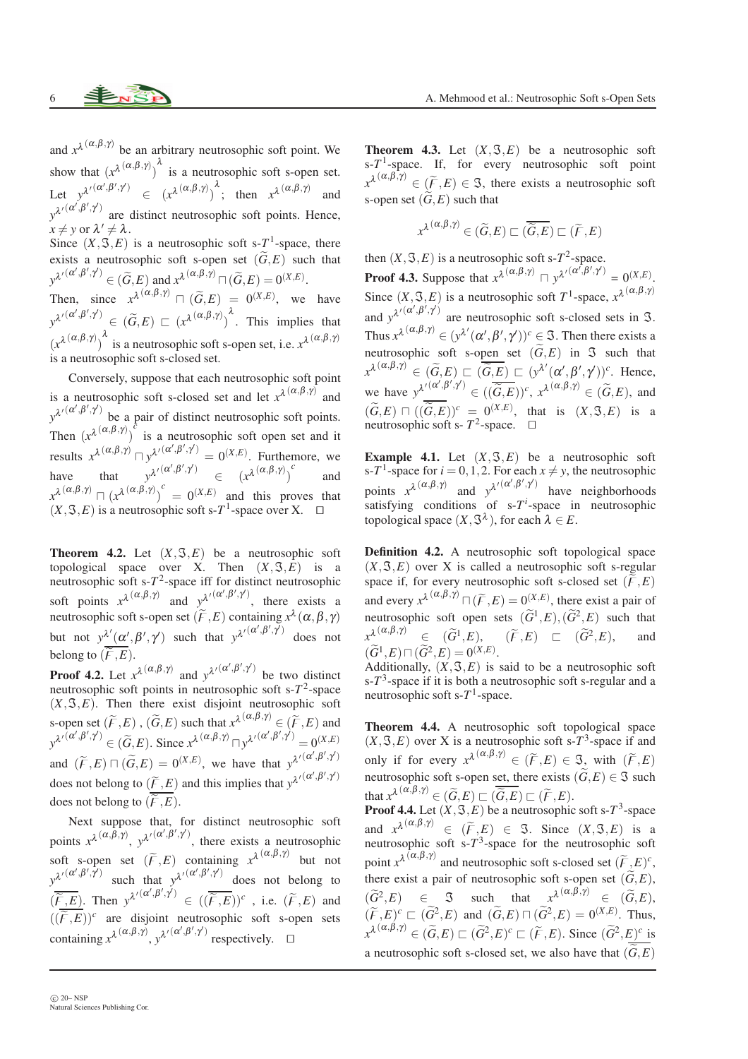and $x^{\lambda(\alpha,\beta,\gamma)}$ be an arbitrary neutrosophic soft point. We show that $(x^{\lambda(\alpha,\beta,\gamma)})^{\lambda}$ is a neutrosophic soft s-open set. Let $y^{\lambda'(\alpha',\beta',\gamma')} \in (x^{\lambda(\alpha,\beta,\gamma)})^{\lambda}$; then $x^{\lambda(\alpha,\beta,\gamma)}$ and $y^{\lambda'(\alpha',\beta',\gamma')}$ are distinct neutrosophic soft points. Hence, $x \neq y$ or $\lambda' \neq \lambda$.
Since $(X,\Im,E)$ is a neutrosophic soft s-$T^1$-space, there exists a neutrosophic soft s-open set $(\widetilde{G},E)$ such that $y^{\lambda'(\alpha',\beta',\gamma')} \in (\widetilde{G},E)$ and $x^{\lambda(\alpha,\beta,\gamma)} \sqcap (\widetilde{G},E) = 0^{(X,E)}$.
Then, since $x^{\lambda(\alpha,\beta,\gamma)} \sqcap (\widetilde{G},E) = 0^{(X,E)}$, we have $y^{\lambda'(\alpha',\beta',\gamma')} \in (\widetilde{G},E) \sqsubset (x^{\lambda(\alpha,\beta,\gamma)})^{\lambda}$. This implies that $(x^{\lambda(\alpha,\beta,\gamma)})^{\lambda}$ is a neutrosophic soft s-open set, i.e. $x^{\lambda(\alpha,\beta,\gamma)}$ is a neutrosophic soft s-closed set.

Conversely, suppose that each neutrosophic soft point is a neutrosophic soft s-closed set and let $x^{\lambda(\alpha,\beta,\gamma)}$ and $y^{\lambda'(\alpha',\beta',\gamma')}$ be a pair of distinct neutrosophic soft points. Then $(x^{\lambda(\alpha,\beta,\gamma)})^{c}$ is a neutrosophic soft open set and it results $x^{\lambda(\alpha,\beta,\gamma)} \sqcap y^{\lambda'(\alpha',\beta',\gamma')} = 0^{(X,E)}$. Furthermore, we have that $y^{\lambda'(\alpha',\beta',\gamma')} \in (x^{\lambda(\alpha,\beta,\gamma)})^{c}$ and $x^{\lambda(\alpha,\beta,\gamma)} \sqcap (x^{\lambda(\alpha,\beta,\gamma)})^{c} = 0^{(X,E)}$ and this proves that $(X,\Im,E)$ is a neutrosophic soft s-$T^1$-space over X. □

**Theorem 4.2.** Let $(X,\Im,E)$ be a neutrosophic soft topological space over X. Then $(X,\Im,E)$ is a neutrosophic soft s-$T^2$-space iff for distinct neutrosophic soft points $x^{\lambda(\alpha,\beta,\gamma)}$ and $y^{\lambda'(\alpha',\beta',\gamma')}$, there exists a neutrosophic soft s-open set $(\widetilde{F},E)$ containing $x^{\lambda}(\alpha,\beta,\gamma)$ but not $y^{\lambda'}(\alpha',\beta',\gamma')$ such that $y^{\lambda'(\alpha',\beta',\gamma')}$ does not belong to $\overline{(\widetilde{F},E)}$.

**Proof 4.2.** Let $x^{\lambda(\alpha,\beta,\gamma)}$ and $y^{\lambda'(\alpha',\beta',\gamma')}$ be two distinct neutrosophic soft points in neutrosophic soft s-$T^2$-space $(X,\Im,E)$. Then there exist disjoint neutrosophic soft s-open set $(\widetilde{F},E)$, $(\widetilde{G},E)$ such that $x^{\lambda(\alpha,\beta,\gamma)} \in (\widetilde{F},E)$ and $y^{\lambda'(\alpha',\beta',\gamma')} \in (\widetilde{G},E)$. Since $x^{\lambda(\alpha,\beta,\gamma)} \sqcap y^{\lambda'(\alpha',\beta',\gamma')} = 0^{(X,E)}$ and $(\widetilde{F},E) \sqcap (\widetilde{G},E) = 0^{(X,E)}$, we have that $y^{\lambda'(\alpha',\beta',\gamma')}$ does not belong to $(\widetilde{F},E)$ and this implies that $y^{\lambda'(\alpha',\beta',\gamma')}$ does not belong to $\overline{(\widetilde{F},E)}$.

Next suppose that, for distinct neutrosophic soft points $x^{\lambda(\alpha,\beta,\gamma)}$, $y^{\lambda'(\alpha',\beta',\gamma')}$, there exists a neutrosophic soft s-open set $(\widetilde{F},E)$ containing $x^{\lambda(\alpha,\beta,\gamma)}$ but not $y^{\lambda'(\alpha',\beta',\gamma')}$ such that $y^{\lambda'(\alpha',\beta',\gamma')}$ does not belong to $\overline{(\widetilde{F},E)}$. Then $y^{\lambda'(\alpha',\beta',\gamma')} \in (\overline{(\widetilde{F},E)})^{c}$, i.e. $(\widetilde{F},E)$ and $(\overline{(\widetilde{F},E)})^{c}$ are disjoint neutrosophic soft s-open sets containing $x^{\lambda(\alpha,\beta,\gamma)}$, $y^{\lambda'(\alpha',\beta',\gamma')}$ respectively. □

**Theorem 4.3.** Let $(X,\Im,E)$ be a neutrosophic soft s-$T^1$-space. If, for every neutrosophic soft point $x^{\lambda(\alpha,\beta,\gamma)} \in (\widetilde{F},E) \in \Im$, there exists a neutrosophic soft s-open set $(\widetilde{G},E)$ such that

$$x^{\lambda(\alpha,\beta,\gamma)} \in (\widetilde{G},E) \sqsubset \overline{(\widetilde{G},E)} \sqsubset (\widetilde{F},E)$$

then $(X,\Im,E)$ is a neutrosophic soft s-$T^2$-space.

**Proof 4.3.** Suppose that $x^{\lambda(\alpha,\beta,\gamma)} \sqcap y^{\lambda'(\alpha',\beta',\gamma')} = 0^{(X,E)}$. Since $(X,\Im,E)$ is a neutrosophic soft $T^1$-space, $x^{\lambda(\alpha,\beta,\gamma)}$ and $y^{\lambda'(\alpha',\beta',\gamma')}$ are neutrosophic soft s-closed sets in $\Im$. Thus $x^{\lambda(\alpha,\beta,\gamma)} \in (y^{\lambda'}(\alpha',\beta',\gamma'))^{c} \in \Im$. Then there exists a neutrosophic soft s-open set $(\widetilde{G},E)$ in $\Im$ such that $x^{\lambda(\alpha,\beta,\gamma)} \in (\widetilde{G},E) \sqsubset \overline{(\widetilde{G},E)} \sqsubset (y^{\lambda'}(\alpha',\beta',\gamma'))^{c}$. Hence, we have $y^{\lambda'(\alpha',\beta',\gamma')} \in (\overline{(\widetilde{G},E)})^{c}$, $x^{\lambda(\alpha,\beta,\gamma)} \in (\widetilde{G},E)$, and $(\widetilde{G},E) \sqcap (\overline{(\widetilde{G},E)})^{c} = 0^{(X,E)}$, that is $(X,\Im,E)$ is a neutrosophic soft s- $T^2$-space. □

**Example 4.1.** Let $(X,\Im,E)$ be a neutrosophic soft s-$T^1$-space for $i = 0,1,2$. For each $x \neq y$, the neutrosophic points $x^{\lambda(\alpha,\beta,\gamma)}$ and $y^{\lambda'(\alpha',\beta',\gamma')}$ have neighborhoods satisfying conditions of s-$T^i$-space in neutrosophic topological space $(X,\Im^{\lambda})$, for each $\lambda \in E$.

**Definition 4.2.** A neutrosophic soft topological space $(X,\Im,E)$ over X is called a neutrosophic soft s-regular space if, for every neutrosophic soft s-closed set $(\widetilde{F},E)$ and every $x^{\lambda(\alpha,\beta,\gamma)} \sqcap (\widetilde{F},E) = 0^{(X,E)}$, there exist a pair of neutrosophic soft open sets $(\widetilde{G}^1,E),(\widetilde{G}^2,E)$ such that $x^{\lambda(\alpha,\beta,\gamma)} \in (\widetilde{G}^1,E)$, $(\widetilde{F},E) \sqsubset (\widetilde{G}^2,E)$, and $(\widetilde{G}^1,E) \sqcap (\widetilde{G}^2,E) = 0^{(X,E)}$.
Additionally, $(X,\Im,E)$ is said to be a neutrosophic soft s-$T^3$-space if it is both a neutrosophic soft s-regular and a neutrosophic soft s-$T^1$-space.

**Theorem 4.4.** A neutrosophic soft topological space $(X,\Im,E)$ over X is a neutrosophic soft s-$T^3$-space if and only if for every $x^{\lambda(\alpha,\beta,\gamma)} \in (\widetilde{F},E) \in \Im$, with $(\widetilde{F},E)$ neutrosophic soft s-open set, there exists $(\widetilde{G},E) \in \Im$ such that $x^{\lambda(\alpha,\beta,\gamma)} \in (\widetilde{G},E) \sqsubset \overline{(\widetilde{G},E)} \sqsubset (\widetilde{F},E)$.

**Proof 4.4.** Let $(X,\Im,E)$ be a neutrosophic soft s-$T^3$-space and $x^{\lambda(\alpha,\beta,\gamma)} \in (\widetilde{F},E) \in \Im$. Since $(X,\Im,E)$ is a neutrosophic soft s-$T^3$-space for the neutrosophic soft point $x^{\lambda(\alpha,\beta,\gamma)}$ and neutrosophic soft s-closed set $(\widetilde{F},E)^{c}$, there exist a pair of neutrosophic soft s-open set $(\widetilde{G},E)$, $(\widetilde{G}^2,E) \in \Im$ such that $x^{\lambda(\alpha,\beta,\gamma)} \in (\widetilde{G},E)$, $(\widetilde{F},E)^{c} \sqsubset (\widetilde{G}^2,E)$ and $(\widetilde{G},E) \sqcap (\widetilde{G}^2,E) = 0^{(X,E)}$. Thus, $x^{\lambda(\alpha,\beta,\gamma)} \in (\widetilde{G},E) \sqsubset (\widetilde{G}^2,E)^{c} \sqsubset (\widetilde{F},E)$. Since $(\widetilde{G}^2,E)^{c}$ is a neutrosophic soft s-closed set, we also have that $\overline{(\widetilde{G},E)}$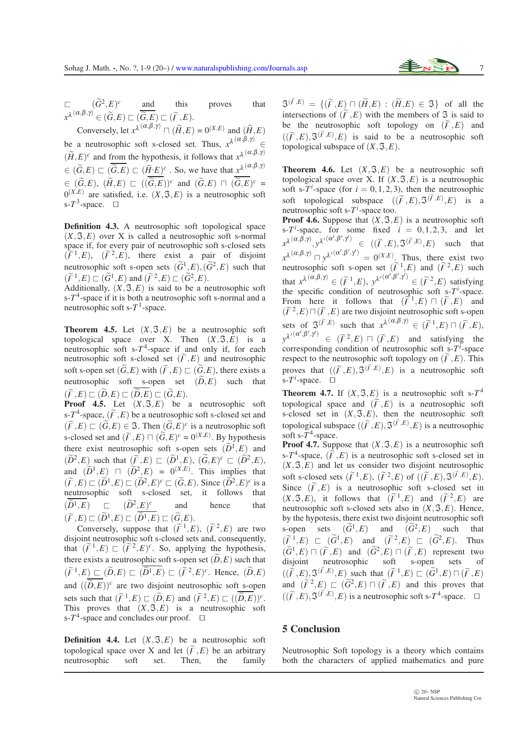$\sqsubset (\widetilde{G}^2,E)^c$ and this proves that $x^{\lambda^{(\alpha,\beta,\gamma)}} \in (\widetilde{G},E) \sqsubset \overline{(\widetilde{G},E)} \sqsubset (\widetilde{F},E)$.

Conversely, let $x^{\lambda^{(\alpha,\beta,\gamma)}} \sqcap (\widetilde{H},E) = 0^{(X,E)}$ and $(\widetilde{H},E)$ be a neutrosophic soft s-closed set. Thus, $x^{\lambda^{(\alpha,\beta,\gamma)}} \in (\widetilde{H},E)^c$ and from the hypothesis, it follows that $x^{\lambda^{(\alpha,\beta,\gamma)}} \in (\widetilde{G},E) \sqsubset \overline{(\widetilde{G},E)} \sqsubset (\widetilde{H}E)^c$. So, we have that $x^{\lambda^{(\alpha,\beta,\gamma)}} \in (\widetilde{G},E)$, $(\widetilde{H},E) \sqsubset (\overline{(\widetilde{G},E)})^c$ and $(\widetilde{G},E) \sqcap \overline{(\widetilde{G},E)}^c = 0^{(X,E)}$ are satisfied, i.e. $(X,\Im,E)$ is a neutrosophic soft s-$T^3$-space. $\square$

**Definition 4.3.** A neutrosophic soft topological space $(X,\Im,E)$ over X is called a neutrosophic soft s-normal space if, for every pair of neutrosophic soft s-closed sets $(\widetilde{F}^1,E)$, $(\widetilde{F}^2,E)$, there exist a pair of disjoint neutrosophic soft s-open sets $(\widetilde{G}^1,E),(\widetilde{G}^2,E)$ such that $(\widetilde{F}^1,E) \sqsubset (\widetilde{G}^1,E)$ and $(\widetilde{F}^2,E) \sqsubset (\widetilde{G}^2,E)$.
Additionally, $(X,\Im,E)$ is said to be a neutrosophic soft s-$T^4$-space if it is both a neutrosophic soft s-normal and a neutrosophic soft s-$T^1$-space.

**Theorem 4.5.** Let $(X,\Im,E)$ be a neutrosophic soft topological space over X. Then $(X,\Im,E)$ is a neutrosophic soft s-$T^4$-space if and only if, for each neutrosophic soft s-closed set $(\widetilde{F},E)$ and neutrosophic soft s-open set $(\widetilde{G},E)$ with $(\widetilde{F},E) \sqsubset (\widetilde{G},E)$, there exists a neutrosophic soft s-open set $(\widetilde{D},E)$ such that $(\widetilde{F},E) \sqsubset (\widetilde{D},E) \sqsubset \overline{(\widetilde{D},E)} \sqsubset (\widetilde{G},E)$.

**Proof 4.5.** Let $(X,\Im,E)$ be a neutrosophic soft s-$T^4$-space, $(\widetilde{F},E)$ be a neutrosophic soft s-closed set and $(\widetilde{F},E) \sqsubset (\widetilde{G},E) \in \Im$. Then $(\widetilde{G},E)^c$ is a neutrosophic soft s-closed set and $(\widetilde{F},E) \sqcap (\widetilde{G},E)^c = 0^{(X,E)}$. By hypothesis there exist neutrosophic soft s-open sets $(\widetilde{D}^1,E)$ and $(\widetilde{D}^2,E)$ such that $(\widetilde{F},E) \sqsubset (\widetilde{D}^1,E)$, $(\widetilde{G},E)^c \sqsubset (\widetilde{D}^2,E)$, and $(\widetilde{D}^1,E) \sqcap (\widetilde{D}^2,E) = 0^{(X,E)}$. This implies that $(\widetilde{F},E) \sqsubset (\widetilde{D}^1,E) \sqsubset (\widetilde{D}^2,E)^c \sqsubset (\widetilde{G},E)$. Since $(\widetilde{D}^2,E)^c$ is a neutrosophic soft s-closed set, it follows that $\overline{(\widetilde{D}^1,E)} \sqsubset (\widetilde{D}^2,E)^c$ and hence that $(\widetilde{F},E) \sqsubset (\widetilde{D}^1,E) \sqsubset \overline{(\widetilde{D}^1,E)} \sqsubset (\widetilde{G},E)$.

Conversely, suppose that $(\widetilde{F}^1,E)$, $(\widetilde{F}^2,E)$ are two disjoint neutrosophic soft s-closed sets and, consequently, that $(\widetilde{F}^1,E) \sqsubset (\widetilde{F}^2,E)^c$. So, applying the hypothesis, there exists a neutrosophic soft s-open set $(\widetilde{D},E)$ such that $(\widetilde{F}^1,E) \sqsubset (\widetilde{D},E) \sqsubset \overline{(\widetilde{D}^1,E)} \sqsubset (\widetilde{F}^2,E)^c$. Hence, $(\widetilde{D},E)$ and $(\overline{(\widetilde{D},E)})^c$ are two disjoint neutrosophic soft s-open sets such that $(\widetilde{F}^1,E) \sqsubset (\widetilde{D},E)$ and $(\widetilde{F}^2,E) \sqsubset (\overline{(\widetilde{D},E)})^c$. This proves that $(X,\Im,E)$ is a neutrosophic soft s-$T^4$-space and concludes our proof. $\square$

**Definition 4.4.** Let $(X,\Im,E)$ be a neutrosophic soft topological space over X and let $(\widetilde{F},E)$ be an arbitrary neutrosophic soft set. Then, the family $\Im^{(\widetilde{F},E)} = \{(\widetilde{F},E) \sqcap (\widetilde{H},E) : (\widetilde{H},E) \in \Im\}$ of all the intersections of $(\widetilde{F},E)$ with the members of $\Im$ is said to be the neutrosophic soft topology on $(\widetilde{F},E)$ and $((\widetilde{F},E),\Im^{(\widetilde{F},E)},E)$ is said to be a neutrosophic soft topological subspace of $(X,\Im,E)$.

**Theorem 4.6.** Let $(X,\Im,E)$ be a neutrosophic soft topological space over X. If $(X,\Im,E)$ is a neutrosophic soft s-$T^i$-space (for $i = 0,1,2,3$), then the neutrosophic soft topological subspace $((\widetilde{F},E),\Im^{(\widetilde{F},E)},E)$ is a neutrosophic soft s-$T^i$-space too.

**Proof 4.6.** Suppose that $(X,\Im,E)$ is a neutrosophic soft s-$T^i$-space, for some fixed $i = 0,1,2,3$, and let $x^{\lambda^{(\alpha,\beta,\gamma)}}, y^{\lambda'^{(\alpha',\beta',\gamma')}} \in ((\widetilde{F},E),\Im^{(\widetilde{F},E)},E)$ such that $x^{\lambda^{(\alpha,\beta,\gamma)}} \sqcap y^{\lambda'^{(\alpha',\beta',\gamma')}} = 0^{(X,E)}$. Thus, there exist two neutrosophic soft s-open set $(\widetilde{F}^1,E)$ and $(\widetilde{F}^2,E)$ such that $x^{\lambda^{(\alpha,\beta,\gamma)}} \in (\widetilde{F}^1,E)$, $y^{\lambda'^{(\alpha',\beta',\gamma')}} \in (\widetilde{F}^2,E)$ satisfying the specific condition of neutrosophic soft s-$T^i$-space. From here it follows that $(\widetilde{F}^1,E) \sqcap (\widetilde{F},E)$ and $(\widetilde{F}^2,E) \sqcap (\widetilde{F},E)$ are two disjoint neutrosophic soft s-open sets of $\Im^{(\widetilde{F},E)}$ such that $x^{\lambda^{(\alpha,\beta,\gamma)}} \in (\widetilde{F}^1,E) \sqcap (\widetilde{F},E)$, $y^{\lambda'^{(\alpha',\beta',\gamma')}} \in (\widetilde{F}^2,E) \sqcap (\widetilde{F},E)$ and satisfying the corresponding condition of neutrosophic soft s-$T^i$-space respect to the neutrosophic soft topology on $(\widetilde{F},E)$. This proves that $((\widetilde{F},E),\Im^{(\widetilde{F},E)},E)$ is a neutrosophic soft s-$T^i$-space. $\square$

**Theorem 4.7.** If $(X,\Im,E)$ is a neutrosophic soft s-$T^4$ topological space and $(\widetilde{F},E)$ is a neutrosophic soft s-closed set in $(X,\Im,E)$, then the neutrosophic soft topological subspace $((\widetilde{F},E),\Im^{(\widetilde{F},E)},E)$ is a neutrosophic soft s-$T^4$-space.

**Proof 4.7.** Suppose that $(X,\Im,E)$ is a neutrosophic soft s-$T^4$-space, $(\widetilde{F},E)$ is a neutrosophic soft s-closed set in $(X,\Im,E)$ and let us consider two disjoint neutrosophic soft s-closed sets $(\widetilde{F}^1,E)$, $(\widetilde{F}^2,E)$ of $((\widetilde{F},E),\Im^{(\widetilde{F},E)},E)$. Since $(\widetilde{F},E)$ is a neutrosophic soft s-closed set in $(X,\Im,E)$, it follows that $(\widetilde{F}^1,E)$ and $(\widetilde{F}^2,E)$ are neutrosophic soft s-closed sets also in $(X,\Im,E)$. Hence, by the hypothesis, there exist two disjoint neutrosophic soft s-open sets $(\widetilde{G}^1,E)$ and $(\widetilde{G}^2,E)$ such that $(\widetilde{F}^1,E) \sqsubset (\widetilde{G}^1,E)$ and $(\widetilde{F}^2,E) \sqsubset (\widetilde{G}^2,E)$. Thus $(\widetilde{G}^1,E) \sqcap (\widetilde{F},E)$ and $(\widetilde{G}^2,E) \sqcap (\widetilde{F},E)$ represent two disjoint neutrosophic soft s-open sets of $((\widetilde{F},E),\Im^{(\widetilde{F},E)},E)$ such that $(\widetilde{F}^1,E) \sqsubset (\widetilde{G}^1,E) \sqcap (\widetilde{F},E)$ and $(\widetilde{F}^2,E) \sqsubset (\widetilde{G}^2,E) \sqcap (\widetilde{F},E)$ and this proves that $((\widetilde{F},E),\Im^{(\widetilde{F},E)},E)$ is a neutrosophic soft s-$T^4$-space. $\square$

## 5 Conclusion

Neutrosophic Soft topology is a theory which contains both the characters of applied mathematics and pure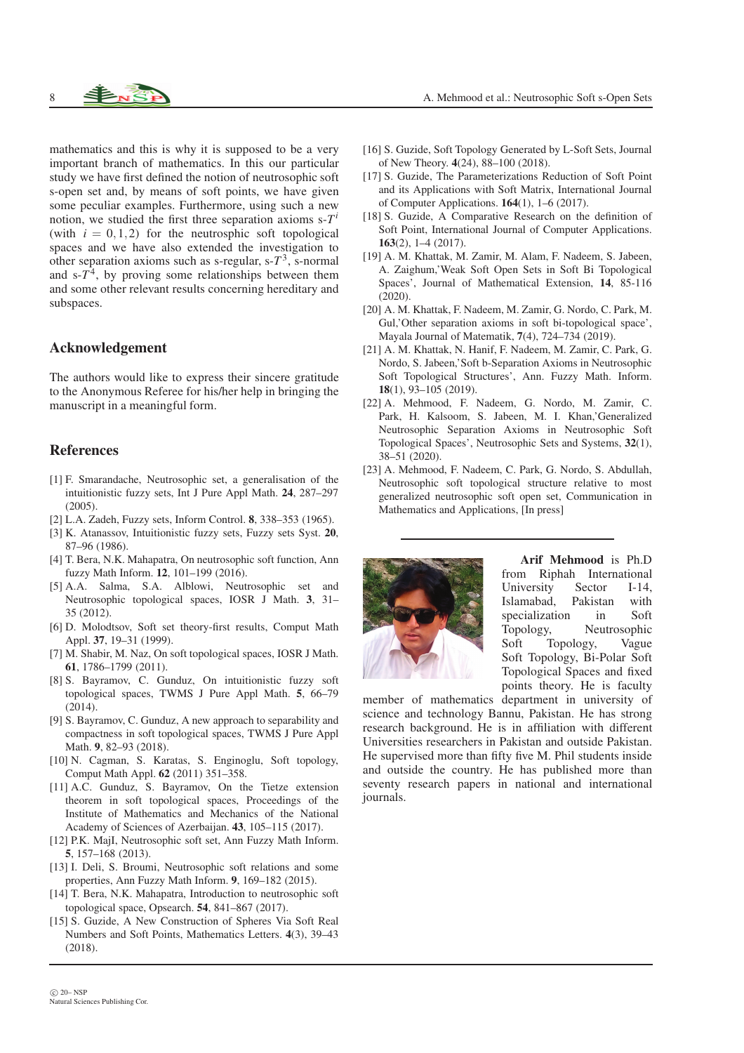mathematics and this is why it is supposed to be a very important branch of mathematics. In this our particular study we have first defined the notion of neutrosophic soft s-open set and, by means of soft points, we have given some peculiar examples. Furthermore, using such a new notion, we studied the first three separation axioms s-$T^i$ (with $i = 0, 1, 2$) for the neutrosphic soft topological spaces and we have also extended the investigation to other separation axioms such as s-regular, s-$T^3$, s-normal and s-$T^4$, by proving some relationships between them and some other relevant results concerning hereditary and subspaces.

## Acknowledgement

The authors would like to express their sincere gratitude to the Anonymous Referee for his/her help in bringing the manuscript in a meaningful form.

## References

[1] F. Smarandache, Neutrosophic set, a generalisation of the intuitionistic fuzzy sets, Int J Pure Appl Math. **24**, 287–297 (2005).

[2] L.A. Zadeh, Fuzzy sets, Inform Control. **8**, 338–353 (1965).

[3] K. Atanassov, Intuitionistic fuzzy sets, Fuzzy sets Syst. **20**, 87–96 (1986).

[4] T. Bera, N.K. Mahapatra, On neutrosophic soft function, Ann fuzzy Math Inform. **12**, 101–199 (2016).

[5] A.A. Salma, S.A. Alblowi, Neutrosophic set and Neutrosophic topological spaces, IOSR J Math. **3**, 31–35 (2012).

[6] D. Molodtsov, Soft set theory-first results, Comput Math Appl. **37**, 19–31 (1999).

[7] M. Shabir, M. Naz, On soft topological spaces, IOSR J Math. **61**, 1786–1799 (2011).

[8] S. Bayramov, C. Gunduz, On intuitionistic fuzzy soft topological spaces, TWMS J Pure Appl Math. **5**, 66–79 (2014).

[9] S. Bayramov, C. Gunduz, A new approach to separability and compactness in soft topological spaces, TWMS J Pure Appl Math. **9**, 82–93 (2018).

[10] N. Cagman, S. Karatas, S. Enginoglu, Soft topology, Comput Math Appl. **62** (2011) 351–358.

[11] A.C. Gunduz, S. Bayramov, On the Tietze extension theorem in soft topological spaces, Proceedings of the Institute of Mathematics and Mechanics of the National Academy of Sciences of Azerbaijan. **43**, 105–115 (2017).

[12] P.K. MajI, Neutrosophic soft set, Ann Fuzzy Math Inform. **5**, 157–168 (2013).

[13] I. Deli, S. Broumi, Neutrosophic soft relations and some properties, Ann Fuzzy Math Inform. **9**, 169–182 (2015).

[14] T. Bera, N.K. Mahapatra, Introduction to neutrosophic soft topological space, Opsearch. **54**, 841–867 (2017).

[15] S. Guzide, A New Construction of Spheres Via Soft Real Numbers and Soft Points, Mathematics Letters. **4**(3), 39–43 (2018).

[16] S. Guzide, Soft Topology Generated by L-Soft Sets, Journal of New Theory. **4**(24), 88–100 (2018).

[17] S. Guzide, The Parameterizations Reduction of Soft Point and its Applications with Soft Matrix, International Journal of Computer Applications. **164**(1), 1–6 (2017).

[18] S. Guzide, A Comparative Research on the definition of Soft Point, International Journal of Computer Applications. **163**(2), 1–4 (2017).

[19] A. M. Khattak, M. Zamir, M. Alam, F. Nadeem, S. Jabeen, A. Zaighum,'Weak Soft Open Sets in Soft Bi Topological Spaces', Journal of Mathematical Extension, **14**, 85-116 (2020).

[20] A. M. Khattak, F. Nadeem, M. Zamir, G. Nordo, C. Park, M. Gul,'Other separation axioms in soft bi-topological space', Mayala Journal of Matematik, **7**(4), 724–734 (2019).

[21] A. M. Khattak, N. Hanif, F. Nadeem, M. Zamir, C. Park, G. Nordo, S. Jabeen,'Soft b-Separation Axioms in Neutrosophic Soft Topological Structures', Ann. Fuzzy Math. Inform. **18**(1), 93–105 (2019).

[22] A. Mehmood, F. Nadeem, G. Nordo, M. Zamir, C. Park, H. Kalsoom, S. Jabeen, M. I. Khan,'Generalized Neutrosophic Separation Axioms in Neutrosophic Soft Topological Spaces', Neutrosophic Sets and Systems, **32**(1), 38–51 (2020).

[23] A. Mehmood, F. Nadeem, C. Park, G. Nordo, S. Abdullah, Neutrosophic soft topological structure relative to most generalized neutrosophic soft open set, Communication in Mathematics and Applications, [In press]

**Arif Mehmood** is Ph.D from Riphah International University Sector I-14, Islamabad, Pakistan with specialization in Soft Topology, Neutrosophic Soft Topology, Vague Soft Topology, Bi-Polar Soft Topological Spaces and fixed points theory. He is faculty member of mathematics department in university of science and technology Bannu, Pakistan. He has strong research background. He is in affiliation with different Universities researchers in Pakistan and outside Pakistan. He supervised more than fifty five M. Phil students inside and outside the country. He has published more than seventy research papers in national and international journals.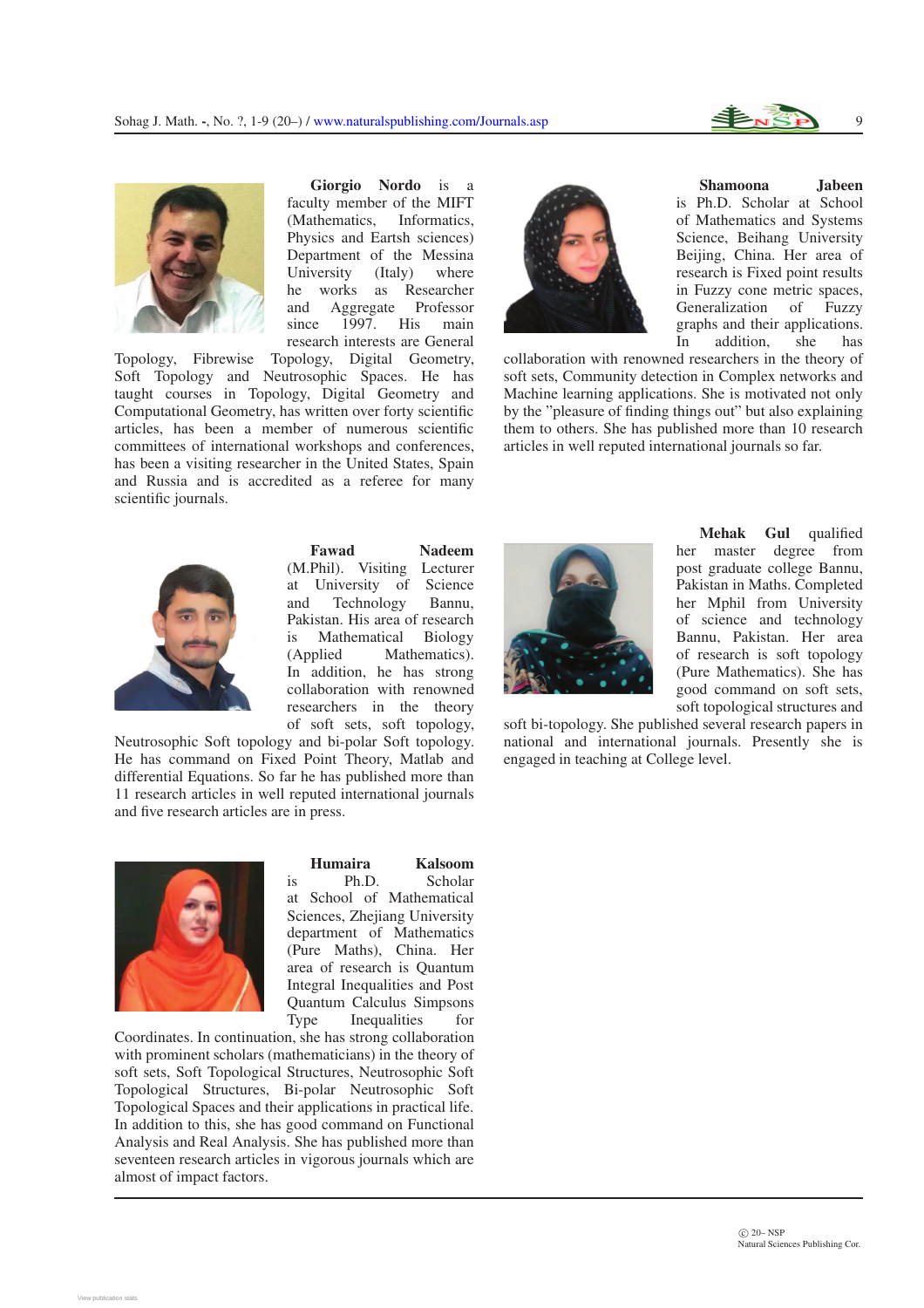**Giorgio Nordo** is a faculty member of the MIFT (Mathematics, Informatics, Physics and Earths sciences) Department of the Messina University (Italy) where he works as Researcher and Aggregate Professor since 1997. His main research interests are General Topology, Fibrewise Topology, Digital Geometry, Soft Topology and Neutrosophic Spaces. He has taught courses in Topology, Digital Geometry and Computational Geometry, has written over forty scientific articles, has been a member of numerous scientific committees of international workshops and conferences, has been a visiting researcher in the United States, Spain and Russia and is accredited as a referee for many scientific journals.

**Fawad Nadeem** (M.Phil). Visiting Lecturer at University of Science and Technology Bannu, Pakistan. His area of research is Mathematical Biology (Applied Mathematics). In addition, he has strong collaboration with renowned researchers in the theory of soft sets, soft topology, Neutrosophic Soft topology and bi-polar Soft topology. He has command on Fixed Point Theory, Matlab and differential Equations. So far he has published more than 11 research articles in well reputed international journals and five research articles are in press.

**Humaira Kalsoom** is Ph.D. Scholar at School of Mathematical Sciences, Zhejiang University department of Mathematics (Pure Maths), China. Her area of research is Quantum Integral Inequalities and Post Quantum Calculus Simpsons Type Inequalities for Coordinates. In continuation, she has strong collaboration with prominent scholars (mathematicians) in the theory of soft sets, Soft Topological Structures, Neutrosophic Soft Topological Structures, Bi-polar Neutrosophic Soft Topological Spaces and their applications in practical life. In addition to this, she has good command on Functional Analysis and Real Analysis. She has published more than seventeen research articles in vigorous journals which are almost of impact factors.

**Shamoona Jabeen** is Ph.D. Scholar at School of Mathematics and Systems Science, Beihang University Beijing, China. Her area of research is Fixed point results in Fuzzy cone metric spaces, Generalization of Fuzzy graphs and their applications. In addition, she has collaboration with renowned researchers in the theory of soft sets, Community detection in Complex networks and Machine learning applications. She is motivated not only by the "pleasure of finding things out" but also explaining them to others. She has published more than 10 research articles in well reputed international journals so far.

**Mehak Gul** qualified her master degree from post graduate college Bannu, Pakistan in Maths. Completed her Mphil from University of science and technology Bannu, Pakistan. Her area of research is soft topology (Pure Mathematics). She has good command on soft sets, soft topological structures and soft bi-topology. She published several research papers in national and international journals. Presently she is engaged in teaching at College level.